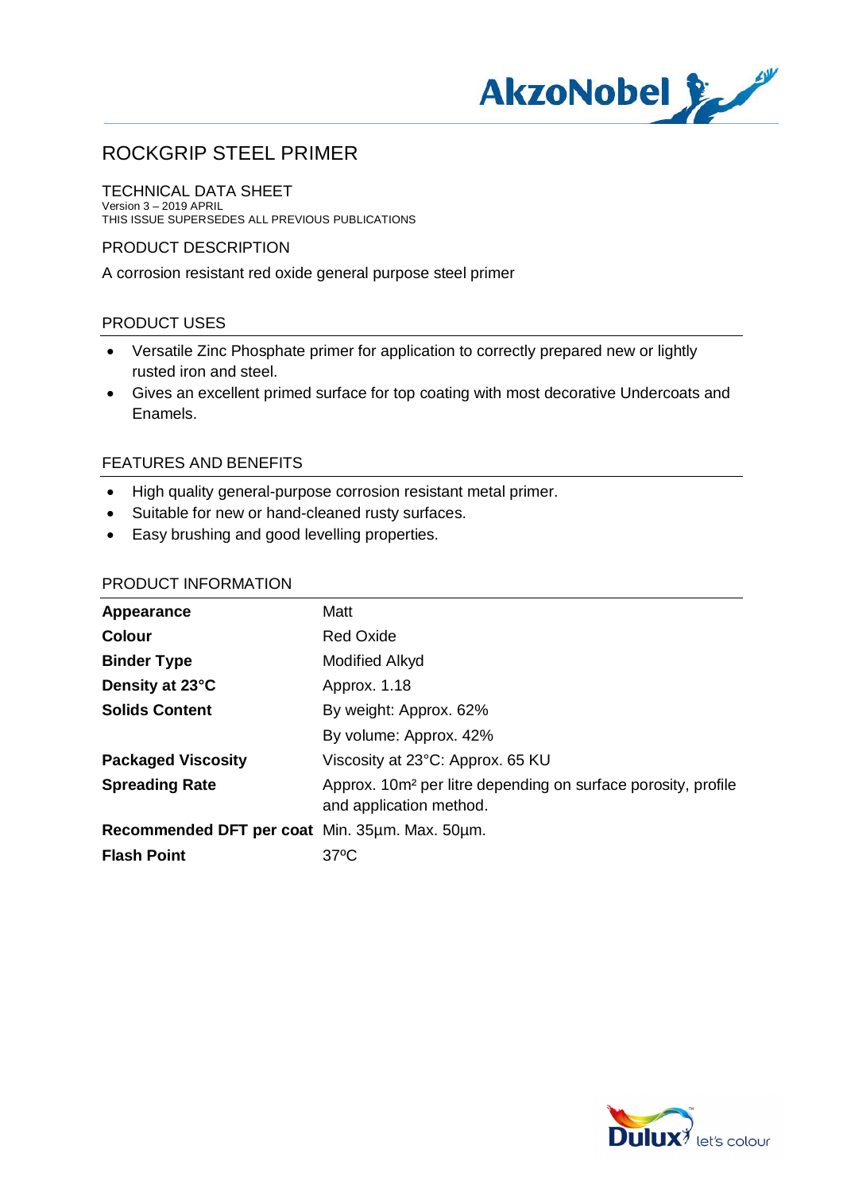# ROCKGRIP STEEL PRIMER

## TECHNICAL DATA SHEET

Version 3 – 2019 APRIL
THIS ISSUE SUPERSEDES ALL PREVIOUS PUBLICATIONS

## PRODUCT DESCRIPTION

A corrosion resistant red oxide general purpose steel primer

## PRODUCT USES

- Versatile Zinc Phosphate primer for application to correctly prepared new or lightly rusted iron and steel.
- Gives an excellent primed surface for top coating with most decorative Undercoats and Enamels.

## FEATURES AND BENEFITS

- High quality general-purpose corrosion resistant metal primer.
- Suitable for new or hand-cleaned rusty surfaces.
- Easy brushing and good levelling properties.

## PRODUCT INFORMATION

| | |
|---|---|
| **Appearance** | Matt |
| **Colour** | Red Oxide |
| **Binder Type** | Modified Alkyd |
| **Density at 23°C** | Approx. 1.18 |
| **Solids Content** | By weight: Approx. 62% |
| | By volume: Approx. 42% |
| **Packaged Viscosity** | Viscosity at 23°C: Approx. 65 KU |
| **Spreading Rate** | Approx. 10m² per litre depending on surface porosity, profile and application method. |
| **Recommended DFT per coat** | Min. 35µm. Max. 50µm. |
| **Flash Point** | 37ºC |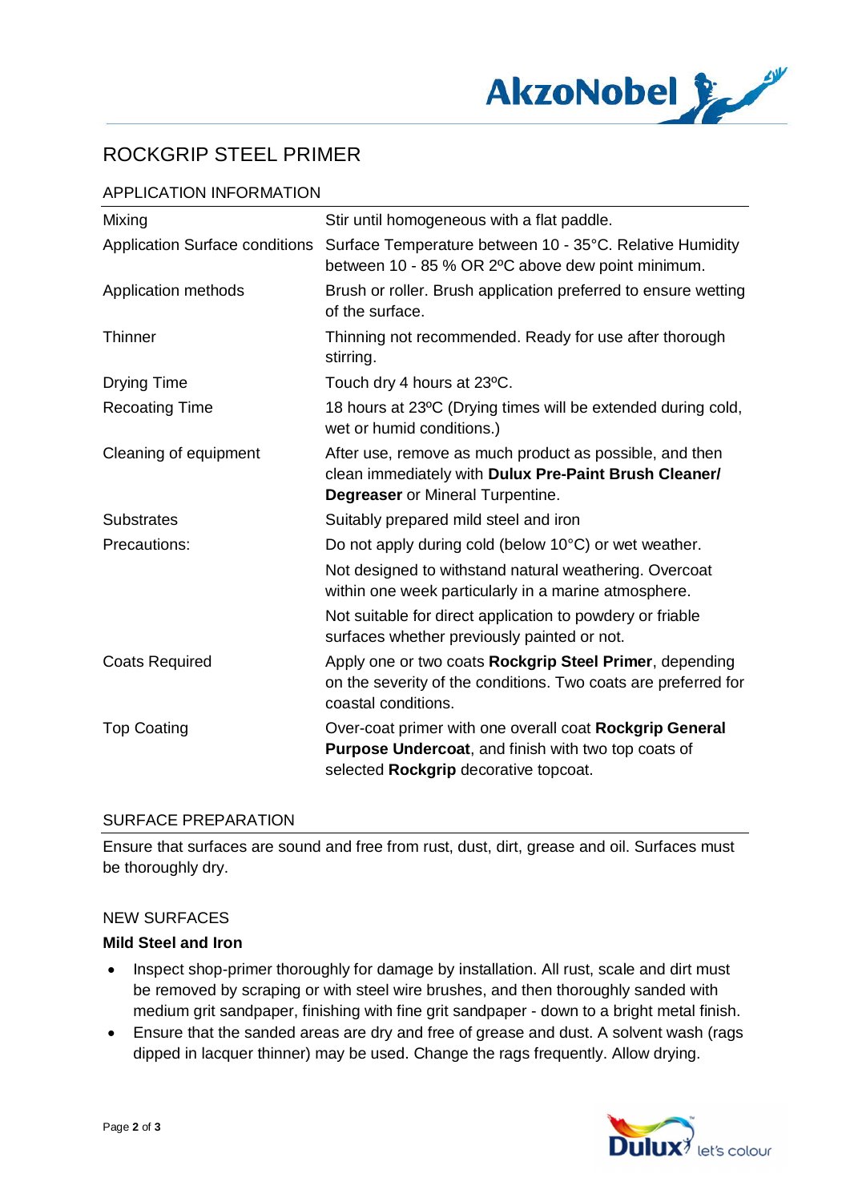# ROCKGRIP STEEL PRIMER

## APPLICATION INFORMATION

| | |
|---|---|
| Mixing | Stir until homogeneous with a flat paddle. |
| Application Surface conditions | Surface Temperature between 10 - 35°C. Relative Humidity between 10 - 85 % OR 2ºC above dew point minimum. |
| Application methods | Brush or roller. Brush application preferred to ensure wetting of the surface. |
| Thinner | Thinning not recommended. Ready for use after thorough stirring. |
| Drying Time | Touch dry 4 hours at 23ºC. |
| Recoating Time | 18 hours at 23ºC (Drying times will be extended during cold, wet or humid conditions.) |
| Cleaning of equipment | After use, remove as much product as possible, and then clean immediately with **Dulux Pre-Paint Brush Cleaner/ Degreaser** or Mineral Turpentine. |
| Substrates | Suitably prepared mild steel and iron |
| Precautions: | Do not apply during cold (below 10°C) or wet weather. |
| | Not designed to withstand natural weathering. Overcoat within one week particularly in a marine atmosphere. |
| | Not suitable for direct application to powdery or friable surfaces whether previously painted or not. |
| Coats Required | Apply one or two coats **Rockgrip Steel Primer**, depending on the severity of the conditions. Two coats are preferred for coastal conditions. |
| Top Coating | Over-coat primer with one overall coat **Rockgrip General Purpose Undercoat**, and finish with two top coats of selected **Rockgrip** decorative topcoat. |

## SURFACE PREPARATION

Ensure that surfaces are sound and free from rust, dust, dirt, grease and oil. Surfaces must be thoroughly dry.

## NEW SURFACES

**Mild Steel and Iron**

- Inspect shop-primer thoroughly for damage by installation. All rust, scale and dirt must be removed by scraping or with steel wire brushes, and then thoroughly sanded with medium grit sandpaper, finishing with fine grit sandpaper - down to a bright metal finish.
- Ensure that the sanded areas are dry and free of grease and dust. A solvent wash (rags dipped in lacquer thinner) may be used. Change the rags frequently. Allow drying.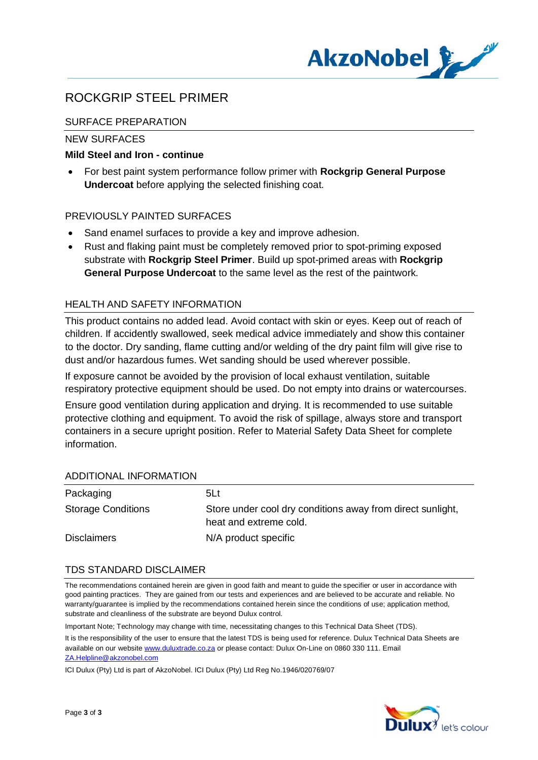# ROCKGRIP STEEL PRIMER

## SURFACE PREPARATION

### NEW SURFACES

**Mild Steel and Iron - continue**

- For best paint system performance follow primer with **Rockgrip General Purpose Undercoat** before applying the selected finishing coat.

### PREVIOUSLY PAINTED SURFACES

- Sand enamel surfaces to provide a key and improve adhesion.
- Rust and flaking paint must be completely removed prior to spot-priming exposed substrate with **Rockgrip Steel Primer**. Build up spot-primed areas with **Rockgrip General Purpose Undercoat** to the same level as the rest of the paintwork.

## HEALTH AND SAFETY INFORMATION

This product contains no added lead. Avoid contact with skin or eyes. Keep out of reach of children. If accidently swallowed, seek medical advice immediately and show this container to the doctor. Dry sanding, flame cutting and/or welding of the dry paint film will give rise to dust and/or hazardous fumes. Wet sanding should be used wherever possible.

If exposure cannot be avoided by the provision of local exhaust ventilation, suitable respiratory protective equipment should be used. Do not empty into drains or watercourses.

Ensure good ventilation during application and drying. It is recommended to use suitable protective clothing and equipment. To avoid the risk of spillage, always store and transport containers in a secure upright position. Refer to Material Safety Data Sheet for complete information.

## ADDITIONAL INFORMATION

| | |
|---|---|
| Packaging | 5Lt |
| Storage Conditions | Store under cool dry conditions away from direct sunlight, heat and extreme cold. |
| Disclaimers | N/A product specific |

## TDS STANDARD DISCLAIMER

The recommendations contained herein are given in good faith and meant to guide the specifier or user in accordance with good painting practices. They are gained from our tests and experiences and are believed to be accurate and reliable. No warranty/guarantee is implied by the recommendations contained herein since the conditions of use; application method, substrate and cleanliness of the substrate are beyond Dulux control.

Important Note; Technology may change with time, necessitating changes to this Technical Data Sheet (TDS).

It is the responsibility of the user to ensure that the latest TDS is being used for reference. Dulux Technical Data Sheets are available on our website www.duluxtrade.co.za or please contact: Dulux On-Line on 0860 330 111. Email ZA.Helpline@akzonobel.com

ICI Dulux (Pty) Ltd is part of AkzoNobel. ICI Dulux (Pty) Ltd Reg No.1946/020769/07